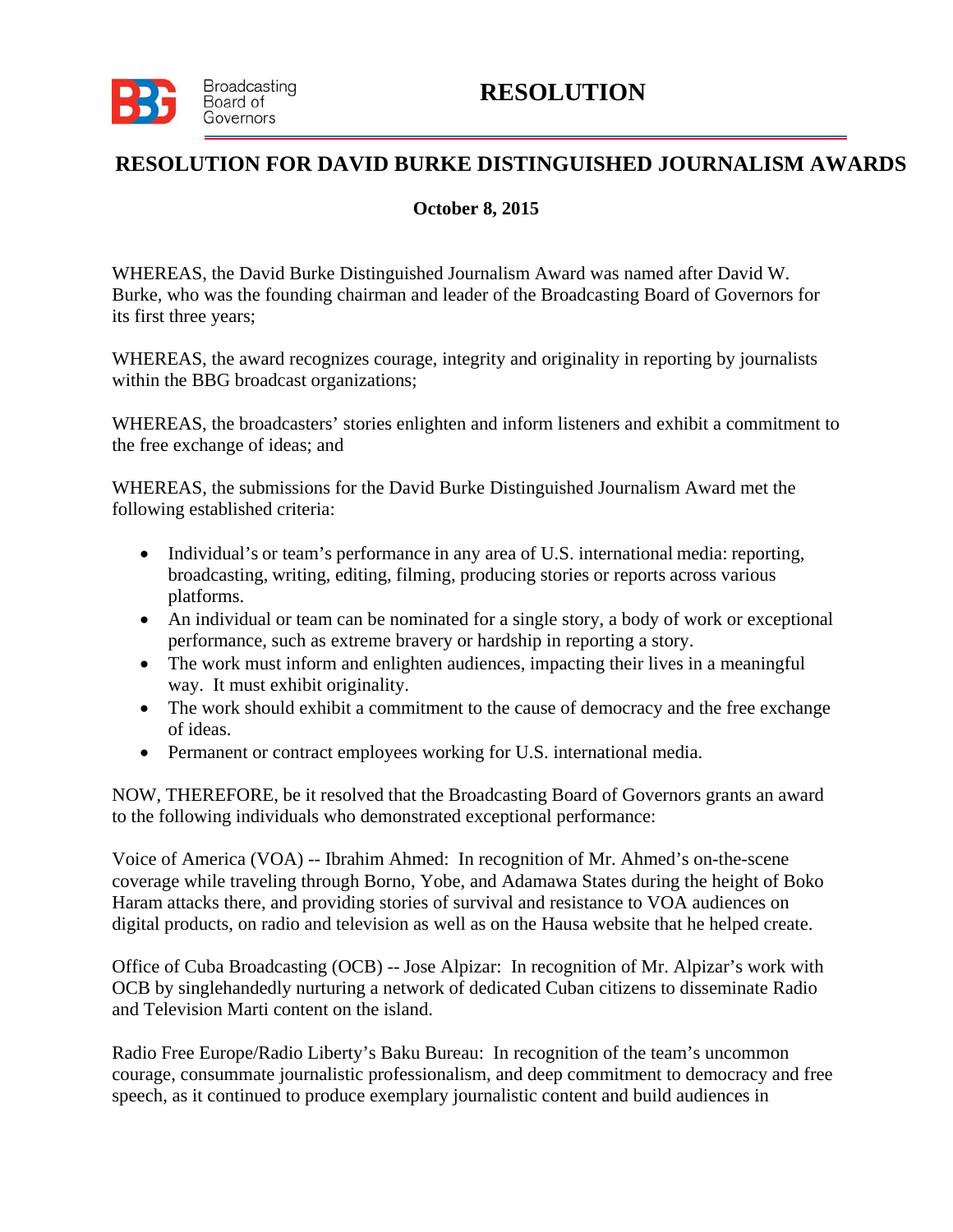Broadcasting Board of Governors

# RESOLUTION

## RESOLUTION FOR DAVID BURKE DISTINGUISHED JOURNALISM AWARDS

**October 8, 2015**

WHEREAS, the David Burke Distinguished Journalism Award was named after David W. Burke, who was the founding chairman and leader of the Broadcasting Board of Governors for its first three years;

WHEREAS, the award recognizes courage, integrity and originality in reporting by journalists within the BBG broadcast organizations;

WHEREAS, the broadcasters' stories enlighten and inform listeners and exhibit a commitment to the free exchange of ideas; and

WHEREAS, the submissions for the David Burke Distinguished Journalism Award met the following established criteria:

- Individual's or team's performance in any area of U.S. international media: reporting, broadcasting, writing, editing, filming, producing stories or reports across various platforms.
- An individual or team can be nominated for a single story, a body of work or exceptional performance, such as extreme bravery or hardship in reporting a story.
- The work must inform and enlighten audiences, impacting their lives in a meaningful way. It must exhibit originality.
- The work should exhibit a commitment to the cause of democracy and the free exchange of ideas.
- Permanent or contract employees working for U.S. international media.

NOW, THEREFORE, be it resolved that the Broadcasting Board of Governors grants an award to the following individuals who demonstrated exceptional performance:

Voice of America (VOA) -- Ibrahim Ahmed: In recognition of Mr. Ahmed's on-the-scene coverage while traveling through Borno, Yobe, and Adamawa States during the height of Boko Haram attacks there, and providing stories of survival and resistance to VOA audiences on digital products, on radio and television as well as on the Hausa website that he helped create.

Office of Cuba Broadcasting (OCB) -- Jose Alpizar: In recognition of Mr. Alpizar's work with OCB by singlehandedly nurturing a network of dedicated Cuban citizens to disseminate Radio and Television Marti content on the island.

Radio Free Europe/Radio Liberty's Baku Bureau: In recognition of the team's uncommon courage, consummate journalistic professionalism, and deep commitment to democracy and free speech, as it continued to produce exemplary journalistic content and build audiences in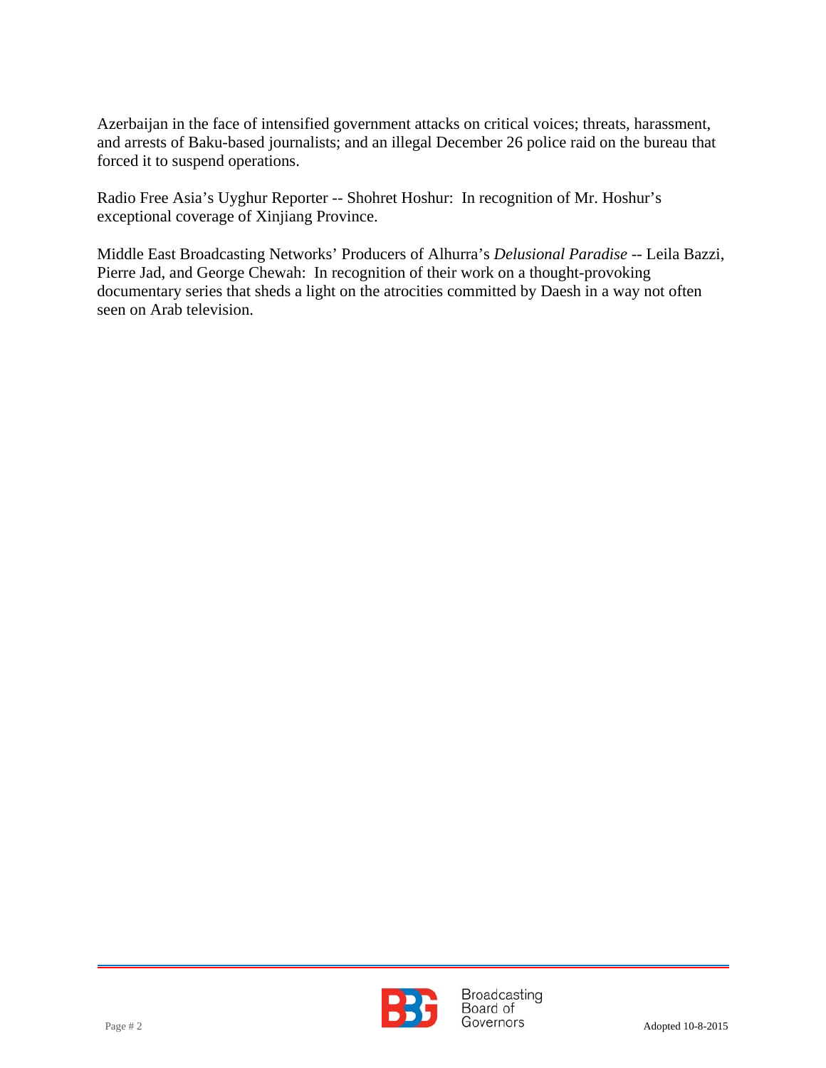Azerbaijan in the face of intensified government attacks on critical voices; threats, harassment, and arrests of Baku-based journalists; and an illegal December 26 police raid on the bureau that forced it to suspend operations.

Radio Free Asia's Uyghur Reporter -- Shohret Hoshur: In recognition of Mr. Hoshur's exceptional coverage of Xinjiang Province.

Middle East Broadcasting Networks' Producers of Alhurra's *Delusional Paradise* -- Leila Bazzi, Pierre Jad, and George Chewah: In recognition of their work on a thought-provoking documentary series that sheds a light on the atrocities committed by Daesh in a way not often seen on Arab television.